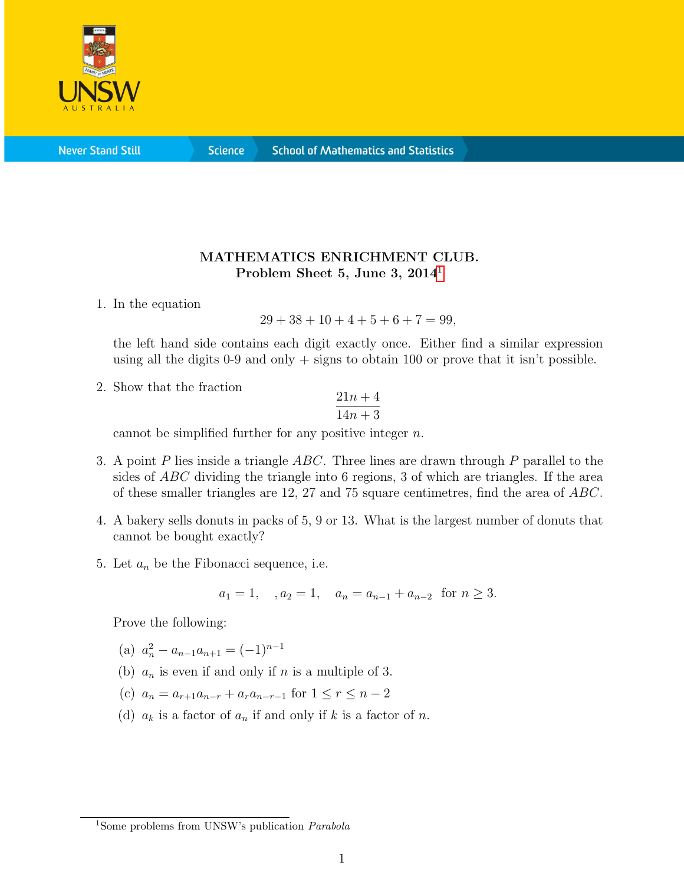**MATHEMATICS ENRICHMENT CLUB.**
**Problem Sheet 5, June 3, 2014**[1]

1. In the equation

$$29 + 38 + 10 + 4 + 5 + 6 + 7 = 99,$$

the left hand side contains each digit exactly once. Either find a similar expression using all the digits 0-9 and only + signs to obtain 100 or prove that it isn't possible.

2. Show that the fraction

$$\frac{21n + 4}{14n + 3}$$

cannot be simplified further for any positive integer $n$.

3. A point $P$ lies inside a triangle $ABC$. Three lines are drawn through $P$ parallel to the sides of $ABC$ dividing the triangle into 6 regions, 3 of which are triangles. If the area of these smaller triangles are 12, 27 and 75 square centimetres, find the area of $ABC$.

4. A bakery sells donuts in packs of 5, 9 or 13. What is the largest number of donuts that cannot be bought exactly?

5. Let $a_n$ be the Fibonacci sequence, i.e.

$$a_1 = 1, \quad , a_2 = 1, \quad a_n = a_{n-1} + a_{n-2} \text{ for } n \geq 3.$$

Prove the following:

(a) $a_n^2 - a_{n-1}a_{n+1} = (-1)^{n-1}$

(b) $a_n$ is even if and only if $n$ is a multiple of 3.

(c) $a_n = a_{r+1}a_{n-r} + a_r a_{n-r-1}$ for $1 \leq r \leq n-2$

(d) $a_k$ is a factor of $a_n$ if and only if $k$ is a factor of $n$.

[1] Some problems from UNSW's publication *Parabola*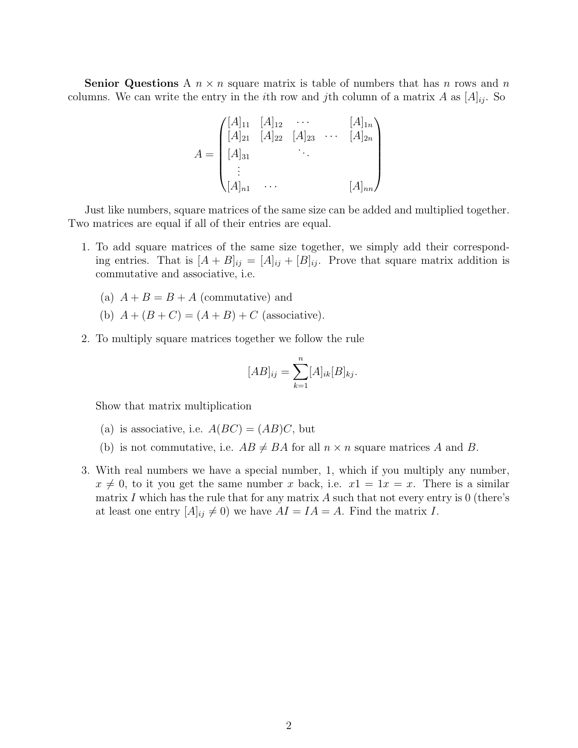**Senior Questions** A $n \times n$ square matrix is table of numbers that has $n$ rows and $n$ columns. We can write the entry in the $i$th row and $j$th column of a matrix $A$ as $[A]_{ij}$. So

$$A = \begin{pmatrix} [A]_{11} & [A]_{12} & \cdots & & [A]_{1n} \\ [A]_{21} & [A]_{22} & [A]_{23} & \cdots & [A]_{2n} \\ [A]_{31} & & \ddots & & \\ \vdots & & & & \\ [A]_{n1} & \cdots & & & [A]_{nn} \end{pmatrix}$$

Just like numbers, square matrices of the same size can be added and multiplied together. Two matrices are equal if all of their entries are equal.

1. To add square matrices of the same size together, we simply add their corresponding entries. That is $[A + B]_{ij} = [A]_{ij} + [B]_{ij}$. Prove that square matrix addition is commutative and associative, i.e.

   (a) $A + B = B + A$ (commutative) and

   (b) $A + (B + C) = (A + B) + C$ (associative).

2. To multiply square matrices together we follow the rule

   $$[AB]_{ij} = \sum_{k=1}^{n} [A]_{ik}[B]_{kj}.$$

   Show that matrix multiplication

   (a) is associative, i.e. $A(BC) = (AB)C$, but

   (b) is not commutative, i.e. $AB \neq BA$ for all $n \times n$ square matrices $A$ and $B$.

3. With real numbers we have a special number, 1, which if you multiply any number, $x \neq 0$, to it you get the same number $x$ back, i.e. $x1 = 1x = x$. There is a similar matrix $I$ which has the rule that for any matrix $A$ such that not every entry is 0 (there's at least one entry $[A]_{ij} \neq 0$) we have $AI = IA = A$. Find the matrix $I$.